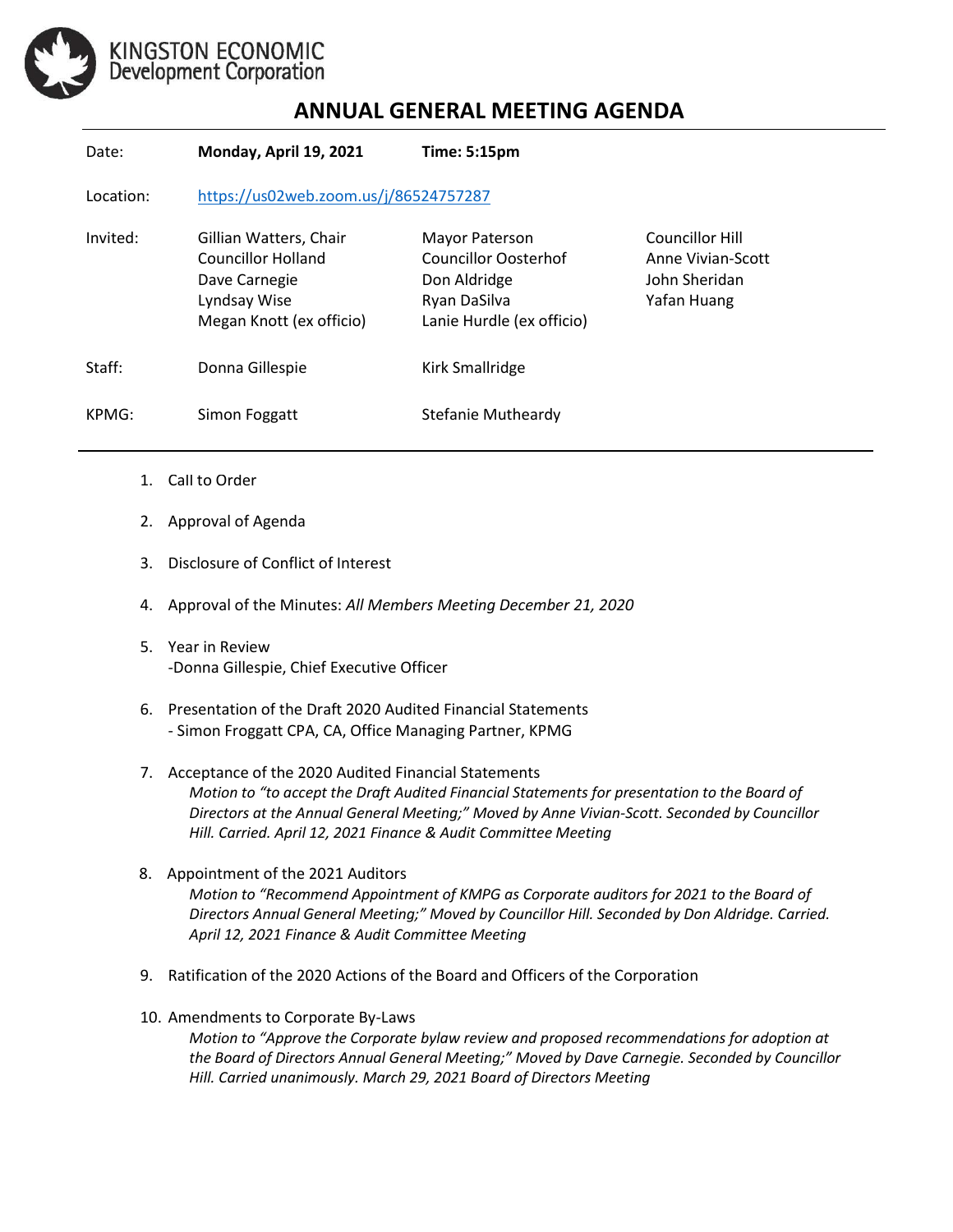KINGSTON ECONOMIC Development Corporation

# ANNUAL GENERAL MEETING AGENDA

| | | | |
|---|---|---|---|
| Date: | **Monday, April 19, 2021** | **Time: 5:15pm** | |
| Location: | https://us02web.zoom.us/j/86524757287 | | |
| Invited: | Gillian Watters, Chair<br>Councillor Holland<br>Dave Carnegie<br>Lyndsay Wise<br>Megan Knott (ex officio) | Mayor Paterson<br>Councillor Oosterhof<br>Don Aldridge<br>Ryan DaSilva<br>Lanie Hurdle (ex officio) | Councillor Hill<br>Anne Vivian-Scott<br>John Sheridan<br>Yafan Huang |
| Staff: | Donna Gillespie | Kirk Smallridge | |
| KPMG: | Simon Foggatt | Stefanie Mutheardy | |

1. Call to Order

2. Approval of Agenda

3. Disclosure of Conflict of Interest

4. Approval of the Minutes: *All Members Meeting December 21, 2020*

5. Year in Review
   -Donna Gillespie, Chief Executive Officer

6. Presentation of the Draft 2020 Audited Financial Statements
   - Simon Froggatt CPA, CA, Office Managing Partner, KPMG

7. Acceptance of the 2020 Audited Financial Statements
   *Motion to "to accept the Draft Audited Financial Statements for presentation to the Board of Directors at the Annual General Meeting;" Moved by Anne Vivian-Scott. Seconded by Councillor Hill. Carried. April 12, 2021 Finance & Audit Committee Meeting*

8. Appointment of the 2021 Auditors
   *Motion to "Recommend Appointment of KMPG as Corporate auditors for 2021 to the Board of Directors Annual General Meeting;" Moved by Councillor Hill. Seconded by Don Aldridge. Carried. April 12, 2021 Finance & Audit Committee Meeting*

9. Ratification of the 2020 Actions of the Board and Officers of the Corporation

10. Amendments to Corporate By-Laws
    *Motion to "Approve the Corporate bylaw review and proposed recommendations for adoption at the Board of Directors Annual General Meeting;" Moved by Dave Carnegie. Seconded by Councillor Hill. Carried unanimously. March 29, 2021 Board of Directors Meeting*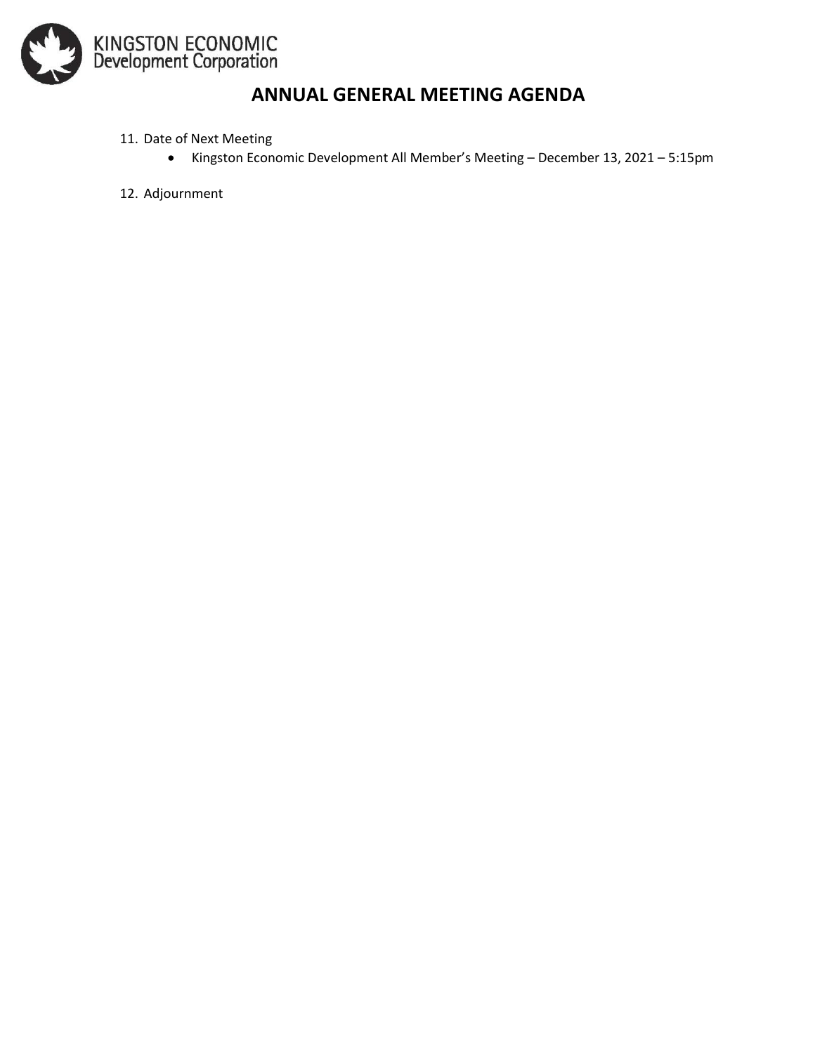KINGSTON ECONOMIC
Development Corporation

# ANNUAL GENERAL MEETING AGENDA

11. Date of Next Meeting
    - Kingston Economic Development All Member's Meeting – December 13, 2021 – 5:15pm

12. Adjournment